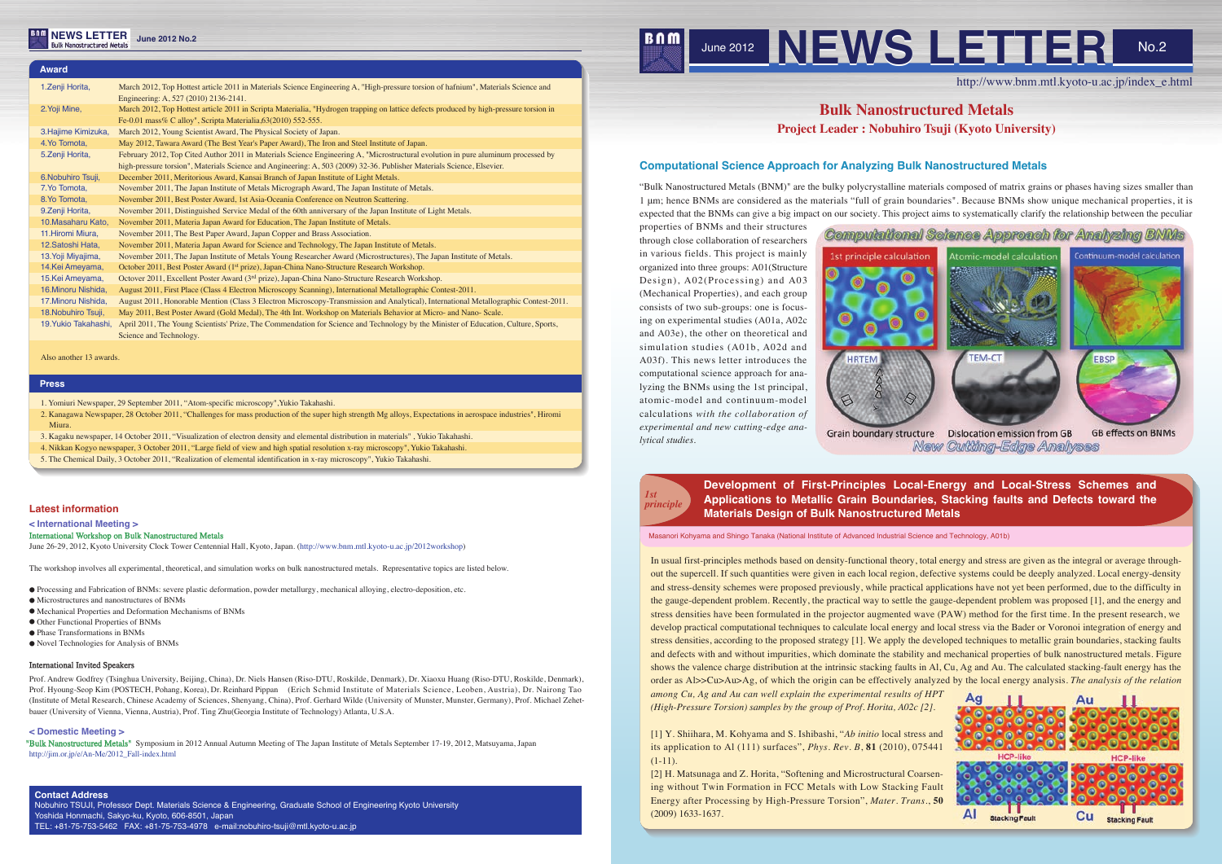# NEWS LETTER

June 2012 No.2

http://www.bnm.mtl.kyoto-u.ac.jp/index_e.html

## Bulk Nanostructured Metals

### Project Leader : Nobuhiro Tsuji (Kyoto University)

## Computational Science Approach for Analyzing Bulk Nanostructured Metals

"Bulk Nanostructured Metals (BNM)" are the bulky polycrystalline materials composed of matrix grains or phases having sizes smaller than 1 μm; hence BNMs are considered as the materials "full of grain boundaries". Because BNMs show unique mechanical properties, it is expected that the BNMs can give a big impact on our society. This project aims to systematically clarify the relationship between the peculiar properties of BNMs and their structures through close collaboration of researchers in various fields. This project is mainly organized into three groups: A01(Structure Design), A02(Processing) and A03 (Mechanical Properties), and each group consists of two sub-groups: one is focusing on experimental studies (A01a, A02c and A03e), the other on theoretical and simulation studies (A01b, A02d and A03f). This news letter introduces the computational science approach for analyzing the BNMs using the 1st principal, atomic-model and continuum-model calculations *with the collaboration of experimental and new cutting-edge analytical studies.*

Computational Science Approach for Analyzing BNMs

1st principle calculation | Atomic-model calculation | Continuum-model calculation

HRTEM | TEM-CT | EBSP

Grain boundary structure | Dislocation emission from GB | GB effects on BNMs

New Cutting-Edge Analyses

## Development of First-Principles Local-Energy and Local-Stress Schemes and Applications to Metallic Grain Boundaries, Stacking faults and Defects toward the Materials Design of Bulk Nanostructured Metals

*1st principle*

Masanori Kohyama and Shingo Tanaka (National Institute of Advanced Industrial Science and Technology, A01b)

In usual first-principles methods based on density-functional theory, total energy and stress are given as the integral or average throughout the supercell. If such quantities were given in each local region, defective systems could be deeply analyzed. Local energy-density and stress-density schemes were proposed previously, while practical applications have not yet been performed, due to the difficulty in the gauge-dependent problem. Recently, the practical way to settle the gauge-dependent problem was proposed [1], and the energy and stress densities have been formulated in the projector augmented wave (PAW) method for the first time. In the present research, we develop practical computational techniques to calculate local energy and local stress via the Bader or Voronoi integration of energy and stress densities, according to the proposed strategy [1]. We apply the developed techniques to metallic grain boundaries, stacking faults and defects with and without impurities, which dominate the stability and mechanical properties of bulk nanostructured metals. Figure shows the valence charge distribution at the intrinsic stacking faults in Al, Cu, Ag and Au. The calculated stacking-fault energy has the order as Al>>Cu>Au>Ag, of which the origin can be effectively analyzed by the local energy analysis. *The analysis of the relation among Cu, Ag and Au can well explain the experimental results of HPT (High-Pressure Torsion) samples by the group of Prof. Horita, A02c [2].*

Ag | Au | HCP-like | HCP-like | Al Stacking Fault | Cu Stacking Fault

[1] Y. Shiihara, M. Kohyama and S. Ishibashi, "*Ab initio* local stress and its application to Al (111) surfaces", *Phys. Rev. B*, **81** (2010), 075441 (1-11).

[2] H. Matsunaga and Z. Horita, "Softening and Microstructural Coarsening without Twin Formation in FCC Metals with Low Stacking Fault Energy after Processing by High-Pressure Torsion", *Mater. Trans.*, **50** (2009) 1633-1637.

## Award

| | |
|---|---|
| 1.Zenji Horita, | March 2012, Top Hottest article 2011 in Materials Science Engineering A, "High-pressure torsion of hafnium", Materials Science and Engineering: A, 527 (2010) 2136-2141. |
| 2.Yoji Mine, | March 2012, Top Hottest article 2011 in Scripta Materialia, "Hydrogen trapping on lattice defects produced by high-pressure torsion in Fe-0.01 mass% C alloy", Scripta Materialia,63(2010) 552-555. |
| 3.Hajime Kimizuka, | March 2012, Young Scientist Award, The Physical Society of Japan. |
| 4.Yo Tomota, | May 2012, Tawara Award (The Best Year's Paper Award), The Iron and Steel Institute of Japan. |
| 5.Zenji Horita, | February 2012, Top Cited Author 2011 in Materials Science Engineering A, "Microstructural evolution in pure aluminum processed by high-pressure torsion", Materials Science and Angineering: A, 503 (2009) 32-36. Publisher Materials Science, Elsevier. |
| 6.Nobuhiro Tsuji, | December 2011, Meritorious Award, Kansai Branch of Japan Institute of Light Metals. |
| 7.Yo Tomota, | November 2011, The Japan Institute of Metals Micrograph Award, The Japan Institute of Metals. |
| 8.Yo Tomota, | November 2011, Best Poster Award, 1st Asia-Oceania Conference on Neutron Scattering. |
| 9.Zenji Horita, | November 2011, Distinguished Service Medal of the 60th anniversary of the Japan Institute of Light Metals. |
| 10.Masaharu Kato, | November 2011, Materia Japan Award for Education, The Japan Institute of Metals. |
| 11.Hiromi Miura, | November 2011, The Best Paper Award, Japan Copper and Brass Association. |
| 12.Satoshi Hata, | November 2011, Materia Japan Award for Science and Technology, The Japan Institute of Metals. |
| 13.Yoji Miyajima, | November 2011, The Japan Institute of Metals Young Researcher Award (Microstructures), The Japan Institute of Metals. |
| 14.Kei Ameyama, | October 2011, Best Poster Award (1st prize), Japan-China Nano-Structure Research Workshop. |
| 15.Kei Ameyama, | Octover 2011, Excellent Poster Award (3rd prize), Japan-China Nano-Structure Research Workshop. |
| 16.Minoru Nishida, | August 2011, First Place (Class 4 Electron Microscopy Scanning), International Metallographic Contest-2011. |
| 17.Minoru Nishida, | August 2011, Honorable Mention (Class 3 Electron Microscopy-Transmission and Analytical), International Metallographic Contest-2011. |
| 18.Nobuhiro Tsuji, | May 2011, Best Poster Award (Gold Medal), The 4th Int. Workshop on Materials Behavior at Micro- and Nano- Scale. |
| 19.Yukio Takahashi, | April 2011, The Young Scientists' Prize, The Commendation for Science and Technology by the Minister of Education, Culture, Sports, Science and Technology. |

Also another 13 awards.

## Press

1. Yomiuri Newspaper, 29 September 2011, "Atom-specific microscopy",Yukio Takahashi.
2. Kanagawa Newspaper, 28 October 2011, "Challenges for mass production of the super high strength Mg alloys, Expectations in aerospace industries", Hiromi Miura.
3. Kagaku newspaper, 14 October 2011, "Visualization of electron density and elemental distribution in materials" , Yukio Takahashi.
4. Nikkan Kogyo newspaper, 3 October 2011, "Large field of view and high spatial resolution x-ray microscopy", Yukio Takahashi.
5. The Chemical Daily, 3 October 2011, "Realization of elemental identification in x-ray microscopy", Yukio Takahashi.

## Latest information

### < International Meeting >

International Workshop on Bulk Nanostructured Metals

June 26-29, 2012, Kyoto University Clock Tower Centennial Hall, Kyoto, Japan. (http://www.bnm.mtl.kyoto-u.ac.jp/2012workshop)

The workshop involves all experimental, theoretical, and simulation works on bulk nanostructured metals. Representative topics are listed below.

- Processing and Fabrication of BNMs: severe plastic deformation, powder metallurgy, mechanical alloying, electro-deposition, etc.
- Microstructures and nanostructures of BNMs
- Mechanical Properties and Deformation Mechanisms of BNMs
- Other Functional Properties of BNMs
- Phase Transformations in BNMs
- Novel Technologies for Analysis of BNMs

#### International Invited Speakers

Prof. Andrew Godfrey (Tsinghua University, Beijing, China), Dr. Niels Hansen (Riso-DTU, Roskilde, Denmark), Dr. Xiaoxu Huang (Riso-DTU, Roskilde, Denmark), Prof. Hyoung-Seop Kim (POSTECH, Pohang, Korea), Dr. Reinhard Pippan (Erich Schmid Institute of Materials Science, Leoben, Austria), Dr. Nairong Tao (Institute of Metal Research, Chinese Academy of Sciences, Shenyang, China), Prof. Gerhard Wilde (University of Munster, Munster, Germany), Prof. Michael Zehetbauer (University of Vienna, Vienna, Austria), Prof. Ting Zhu(Georgia Institute of Technology) Atlanta, U.S.A.

### < Domestic Meeting >

"Bulk Nanostructured Metals" Symposium in 2012 Annual Autumn Meeting of The Japan Institute of Metals September 17-19, 2012, Matsuyama, Japan
http://jim.or.jp/e/An-Me/2012_Fall-index.html

## Contact Address

Nobuhiro TSUJI, Professor Dept. Materials Science & Engineering, Graduate School of Engineering Kyoto University
Yoshida Honmachi, Sakyo-ku, Kyoto, 606-8501, Japan
TEL: +81-75-753-5462 FAX: +81-75-753-4978 e-mail:nobuhiro-tsuji@mtl.kyoto-u.ac.jp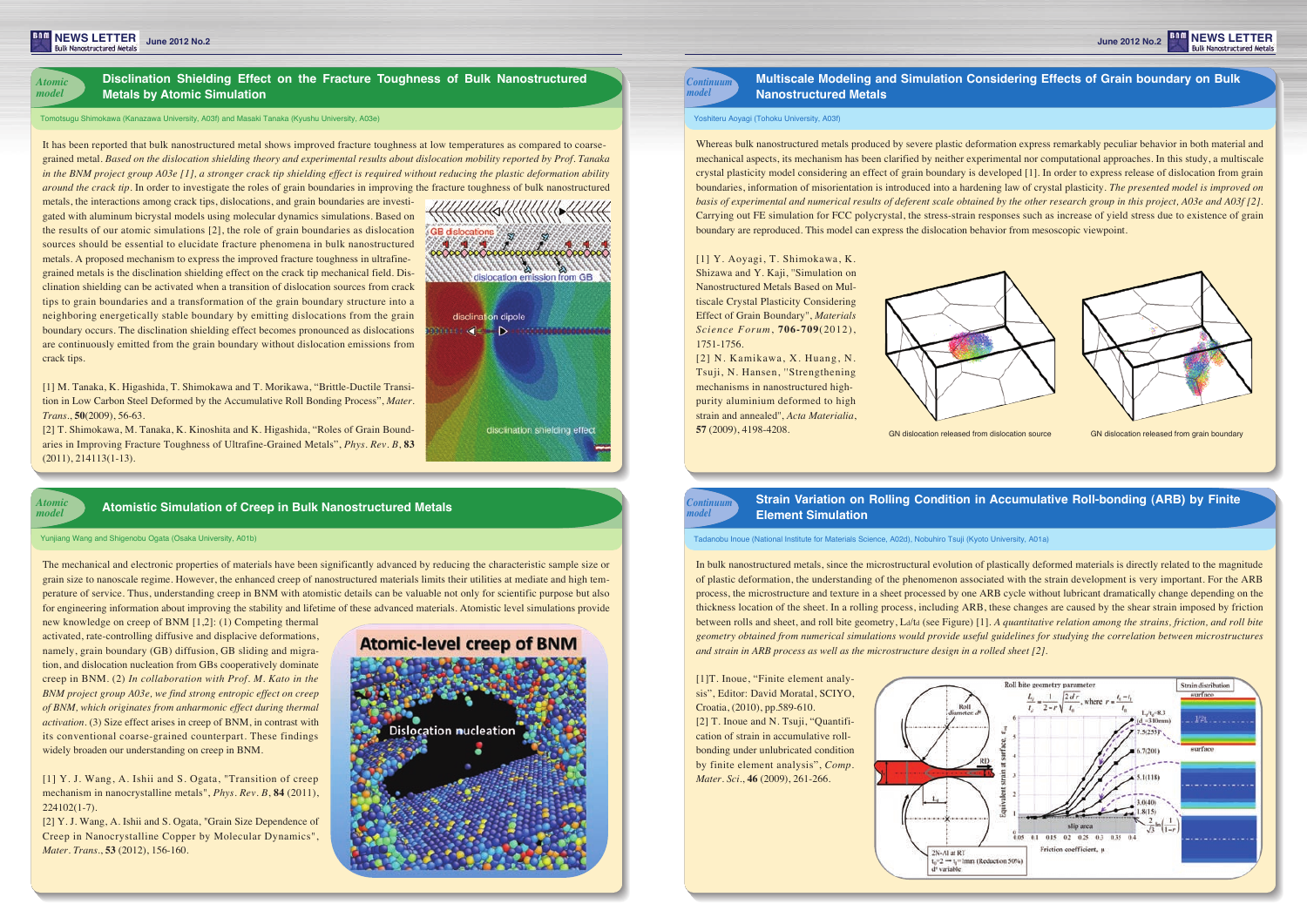## Disclination Shielding Effect on the Fracture Toughness of Bulk Nanostructured Metals by Atomic Simulation

*Atomic model*

Tomotsugu Shimokawa (Kanazawa University, A03f) and Masaki Tanaka (Kyushu University, A03e)

It has been reported that bulk nanostructured metal shows improved fracture toughness at low temperatures as compared to coarse-grained metal. *Based on the dislocation shielding theory and experimental results about dislocation mobility reported by Prof. Tanaka in the BNM project group A03e [1], a stronger crack tip shielding effect is required without reducing the plastic deformation ability around the crack tip*. In order to investigate the roles of grain boundaries in improving the fracture toughness of bulk nanostructured metals, the interactions among crack tips, dislocations, and grain boundaries are investigated with aluminum bicrystal models using molecular dynamics simulations. Based on the results of our atomic simulations [2], the role of grain boundaries as dislocation sources should be essential to elucidate fracture phenomena in bulk nanostructured metals. A proposed mechanism to express the improved fracture toughness in ultrafine-grained metals is the disclination shielding effect on the crack tip mechanical field. Disclination shielding can be activated when a transition of dislocation sources from crack tips to grain boundaries and a transformation of the grain boundary structure into a neighboring energetically stable boundary by emitting dislocations from the grain boundary occurs. The disclination shielding effect becomes pronounced as dislocations are continuously emitted from the grain boundary without dislocation emissions from crack tips.

GB dislocations

dislocation emission from GB

disclination dipole

disclination shielding effect

[1] M. Tanaka, K. Higashida, T. Shimokawa and T. Morikawa, "Brittle-Ductile Transition in Low Carbon Steel Deformed by the Accumulative Roll Bonding Process", *Mater. Trans.*, **50**(2009), 56-63.

[2] T. Shimokawa, M. Tanaka, K. Kinoshita and K. Higashida, "Roles of Grain Boundaries in Improving Fracture Toughness of Ultrafine-Grained Metals", *Phys. Rev. B*, **83** (2011), 214113(1-13).

## Atomistic Simulation of Creep in Bulk Nanostructured Metals

*Atomic model*

Yunjiang Wang and Shigenobu Ogata (Osaka University, A01b)

The mechanical and electronic properties of materials have been significantly advanced by reducing the characteristic sample size or grain size to nanoscale regime. However, the enhanced creep of nanostructured materials limits their utilities at mediate and high temperature of service. Thus, understanding creep in BNM with atomistic details can be valuable not only for scientific purpose but also for engineering information about improving the stability and lifetime of these advanced materials. Atomistic level simulations provide new knowledge on creep of BNM [1,2]: (1) Competing thermal activated, rate-controlling diffusive and displacive deformations, namely, grain boundary (GB) diffusion, GB sliding and migration, and dislocation nucleation from GBs cooperatively dominate creep in BNM. (2) *In collaboration with Prof. M. Kato in the BNM project group A03e, we find strong entropic effect on creep of BNM, which originates from anharmonic effect during thermal activation*. (3) Size effect arises in creep of BNM, in contrast with its conventional coarse-grained counterpart. These findings widely broaden our understanding on creep in BNM.

Atomic-level creep of BNM

Dislocation nucleation

[1] Y. J. Wang, A. Ishii and S. Ogata, "Transition of creep mechanism in nanocrystalline metals", *Phys. Rev. B*, **84** (2011), 224102(1-7).

[2] Y. J. Wang, A. Ishii and S. Ogata, "Grain Size Dependence of Creep in Nanocrystalline Copper by Molecular Dynamics", *Mater. Trans.*, **53** (2012), 156-160.

## Multiscale Modeling and Simulation Considering Effects of Grain boundary on Bulk Nanostructured Metals

*Continuum model*

Yoshiteru Aoyagi (Tohoku University, A03f)

Whereas bulk nanostructured metals produced by severe plastic deformation express remarkably peculiar behavior in both material and mechanical aspects, its mechanism has been clarified by neither experimental nor computational approaches. In this study, a multiscale crystal plasticity model considering an effect of grain boundary is developed [1]. In order to express release of dislocation from grain boundaries, information of misorientation is introduced into a hardening law of crystal plasticity. *The presented model is improved on basis of experimental and numerical results of deferent scale obtained by the other research group in this project, A03e and A03f [2]*. Carrying out FE simulation for FCC polycrystal, the stress-strain responses such as increase of yield stress due to existence of grain boundary are reproduced. This model can express the dislocation behavior from mesoscopic viewpoint.

[1] Y. Aoyagi, T. Shimokawa, K. Shizawa and Y. Kaji, "Simulation on Nanostructured Metals Based on Multiscale Crystal Plasticity Considering Effect of Grain Boundary", *Materials Science Forum*, **706-709**(2012), 1751-1756.

[2] N. Kamikawa, X. Huang, N. Tsuji, N. Hansen, "Strengthening mechanisms in nanostructured high-purity aluminium deformed to high strain and annealed", *Acta Materialia*, **57** (2009), 4198-4208.

GN dislocation released from dislocation source

GN dislocation released from grain boundary

## Strain Variation on Rolling Condition in Accumulative Roll-bonding (ARB) by Finite Element Simulation

*Continuum model*

Tadanobu Inoue (National Institute for Materials Science, A02d), Nobuhiro Tsuji (Kyoto University, A01a)

In bulk nanostructured metals, since the microstructural evolution of plastically deformed materials is directly related to the magnitude of plastic deformation, the understanding of the phenomenon associated with the strain development is very important. For the ARB process, the microstructure and texture in a sheet processed by one ARB cycle without lubricant dramatically change depending on the thickness location of the sheet. In a rolling process, including ARB, these changes are caused by the shear strain imposed by friction between rolls and sheet, and roll bite geometry, $L_d/t_a$ (see Figure) [1]. *A quantitative relation among the strains, friction, and roll bite geometry obtained from numerical simulations would provide useful guidelines for studying the correlation between microstructures and strain in ARB process as well as the microstructure design in a rolled sheet [2]*.

[1]T. Inoue, "Finite element analysis", Editor: David Moratal, SCIYO, Croatia, (2010), pp.589-610.

[2] T. Inoue and N. Tsuji, "Quantification of strain in accumulative roll-bonding under unlubricated condition by finite element analysis", *Comp. Mater. Sci.*, **46** (2009), 261-266.

Roll bite geometry parameter

$\frac{L_d}{t_a} = \frac{1}{2-r}\sqrt{\frac{2d'r}{t_0}}$, where $r = \frac{t_0 - t_i}{t_0}$

Strain distribution

surface

surface

Roll diameter: $d^r$

RD

$L_d$

Equivalent strain at surface, $\bar{\varepsilon}_{eq}$

$L_d/t_a = 8.3$ ($d^r = 310$mm)

7.5(255)

6.7(200)

5.1(118)

3.0(40)

1.8(15)

$\frac{2}{\sqrt{3}}\ln\left(\frac{1}{1-r}\right)$

slip area

Friction coefficient, μ

2N-Al at RT

$t_0 = 2 \rightarrow t_1 = 1$mm (Reduction 50%)

$d^r$ variable